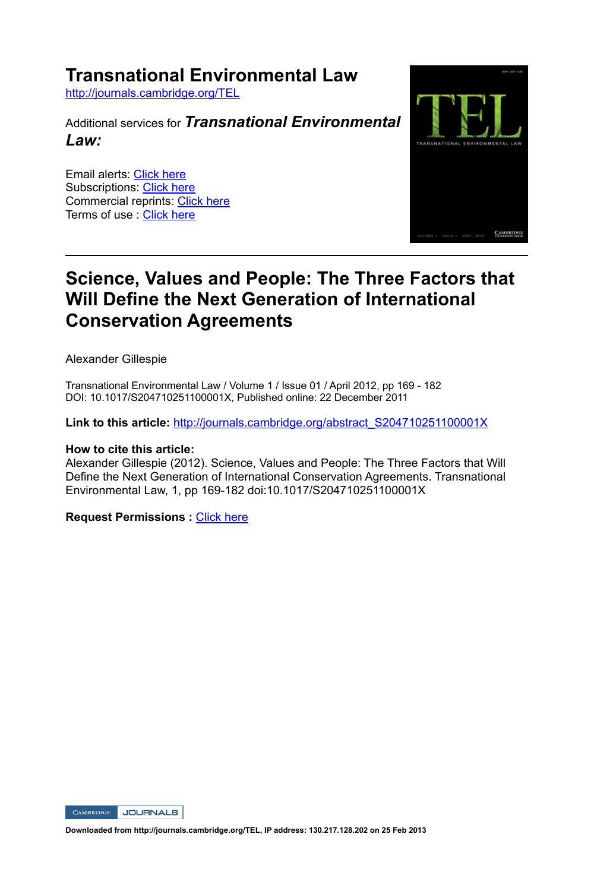# Transnational Environmental Law

http://journals.cambridge.org/TEL

Additional services for ***Transnational Environmental Law:***

Email alerts: Click here
Subscriptions: Click here
Commercial reprints: Click here
Terms of use : Click here

## Science, Values and People: The Three Factors that Will Define the Next Generation of International Conservation Agreements

Alexander Gillespie

Transnational Environmental Law / Volume 1 / Issue 01 / April 2012, pp 169 - 182
DOI: 10.1017/S204710251100001X, Published online: 22 December 2011

**Link to this article:** http://journals.cambridge.org/abstract_S204710251100001X

**How to cite this article:**
Alexander Gillespie (2012). Science, Values and People: The Three Factors that Will Define the Next Generation of International Conservation Agreements. Transnational Environmental Law, 1, pp 169-182 doi:10.1017/S204710251100001X

**Request Permissions :** Click here

**Downloaded from http://journals.cambridge.org/TEL, IP address: 130.217.128.202 on 25 Feb 2013**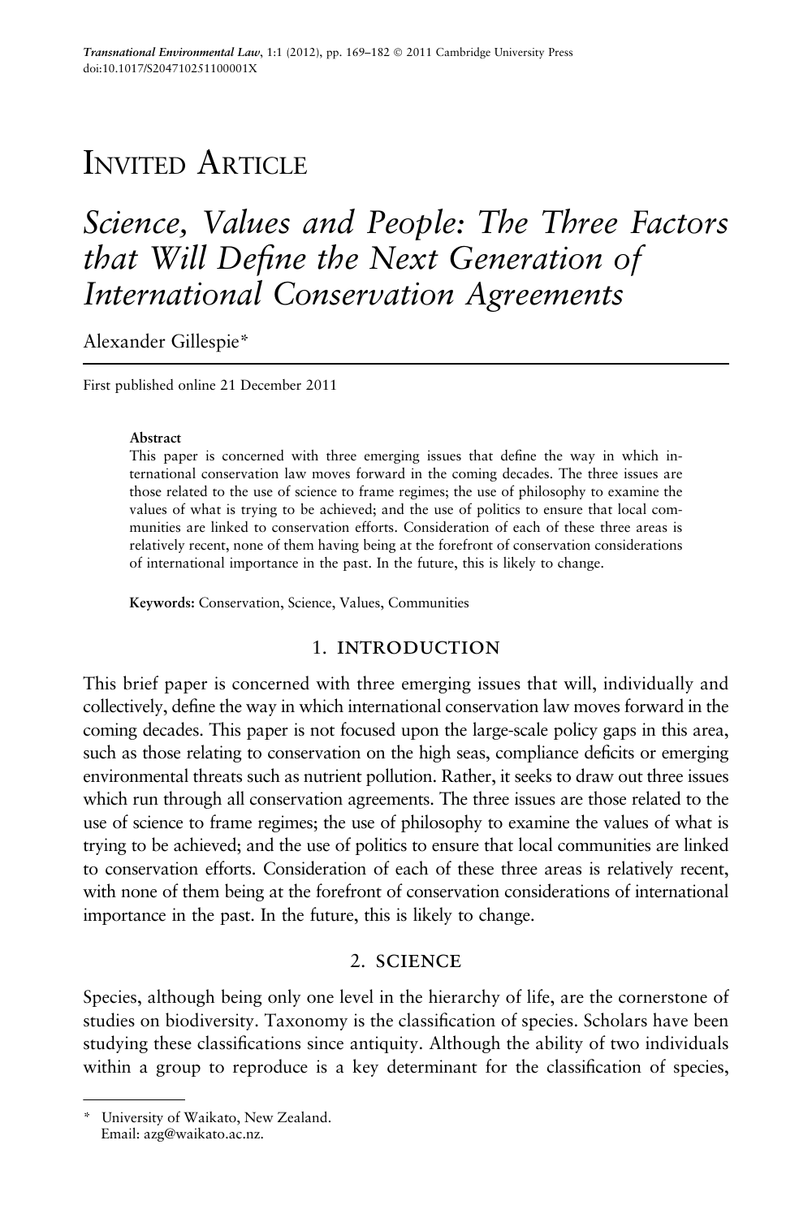# Invited Article

## *Science, Values and People: The Three Factors that Will Define the Next Generation of International Conservation Agreements*

Alexander Gillespie*

First published online 21 December 2011

**Abstract**

This paper is concerned with three emerging issues that define the way in which international conservation law moves forward in the coming decades. The three issues are those related to the use of science to frame regimes; the use of philosophy to examine the values of what is trying to be achieved; and the use of politics to ensure that local communities are linked to conservation efforts. Consideration of each of these three areas is relatively recent, none of them having being at the forefront of conservation considerations of international importance in the past. In the future, this is likely to change.

**Keywords:** Conservation, Science, Values, Communities

### 1. INTRODUCTION

This brief paper is concerned with three emerging issues that will, individually and collectively, define the way in which international conservation law moves forward in the coming decades. This paper is not focused upon the large-scale policy gaps in this area, such as those relating to conservation on the high seas, compliance deficits or emerging environmental threats such as nutrient pollution. Rather, it seeks to draw out three issues which run through all conservation agreements. The three issues are those related to the use of science to frame regimes; the use of philosophy to examine the values of what is trying to be achieved; and the use of politics to ensure that local communities are linked to conservation efforts. Consideration of each of these three areas is relatively recent, with none of them being at the forefront of conservation considerations of international importance in the past. In the future, this is likely to change.

### 2. SCIENCE

Species, although being only one level in the hierarchy of life, are the cornerstone of studies on biodiversity. Taxonomy is the classification of species. Scholars have been studying these classifications since antiquity. Although the ability of two individuals within a group to reproduce is a key determinant for the classification of species,

---

\* University of Waikato, New Zealand.
Email: azg@waikato.ac.nz.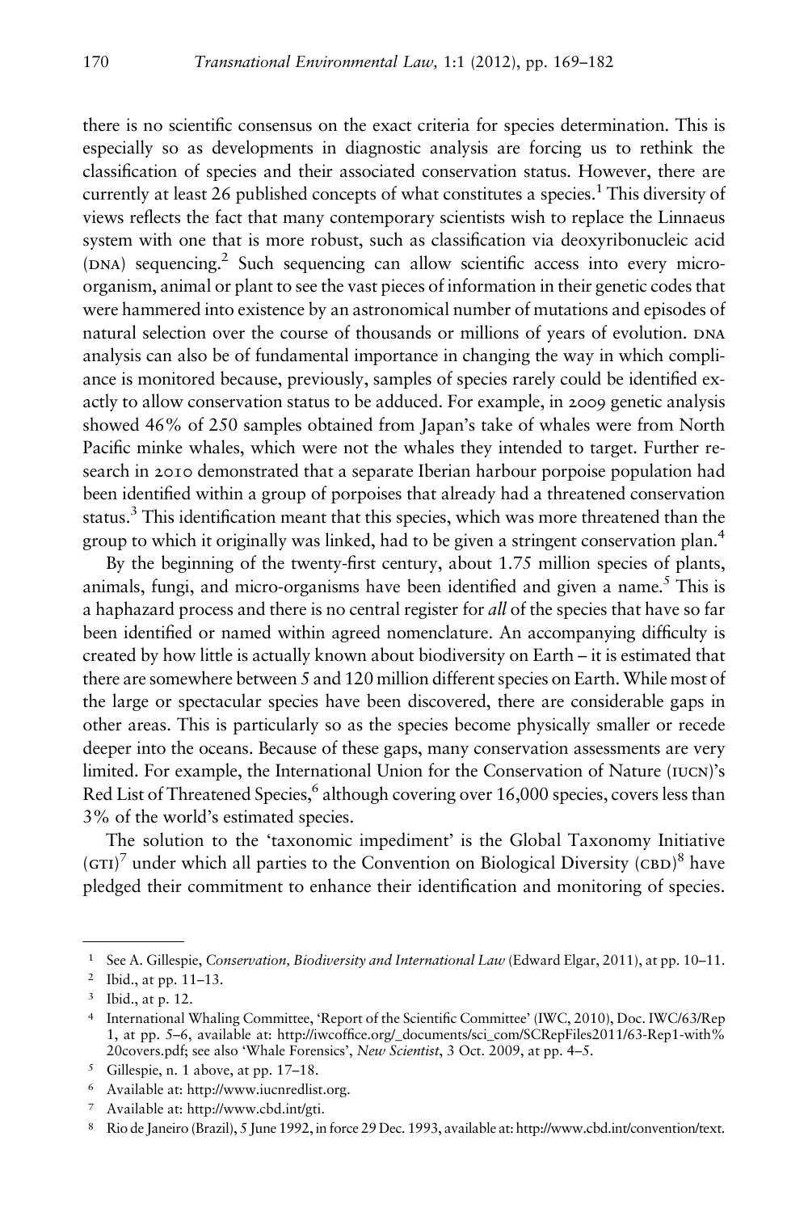there is no scientific consensus on the exact criteria for species determination. This is especially so as developments in diagnostic analysis are forcing us to rethink the classification of species and their associated conservation status. However, there are currently at least 26 published concepts of what constitutes a species.[1] This diversity of views reflects the fact that many contemporary scientists wish to replace the Linnaeus system with one that is more robust, such as classification via deoxyribonucleic acid (DNA) sequencing.[2] Such sequencing can allow scientific access into every micro-organism, animal or plant to see the vast pieces of information in their genetic codes that were hammered into existence by an astronomical number of mutations and episodes of natural selection over the course of thousands or millions of years of evolution. DNA analysis can also be of fundamental importance in changing the way in which compliance is monitored because, previously, samples of species rarely could be identified exactly to allow conservation status to be adduced. For example, in 2009 genetic analysis showed 46% of 250 samples obtained from Japan's take of whales were from North Pacific minke whales, which were not the whales they intended to target. Further research in 2010 demonstrated that a separate Iberian harbour porpoise population had been identified within a group of porpoises that already had a threatened conservation status.[3] This identification meant that this species, which was more threatened than the group to which it originally was linked, had to be given a stringent conservation plan.[4]

By the beginning of the twenty-first century, about 1.75 million species of plants, animals, fungi, and micro-organisms have been identified and given a name.[5] This is a haphazard process and there is no central register for *all* of the species that have so far been identified or named within agreed nomenclature. An accompanying difficulty is created by how little is actually known about biodiversity on Earth – it is estimated that there are somewhere between 5 and 120 million different species on Earth. While most of the large or spectacular species have been discovered, there are considerable gaps in other areas. This is particularly so as the species become physically smaller or recede deeper into the oceans. Because of these gaps, many conservation assessments are very limited. For example, the International Union for the Conservation of Nature (IUCN)'s Red List of Threatened Species,[6] although covering over 16,000 species, covers less than 3% of the world's estimated species.

The solution to the 'taxonomic impediment' is the Global Taxonomy Initiative (GTI)[7] under which all parties to the Convention on Biological Diversity (CBD)[8] have pledged their commitment to enhance their identification and monitoring of species.

---

1 See A. Gillespie, *Conservation, Biodiversity and International Law* (Edward Elgar, 2011), at pp. 10–11.

2 Ibid., at pp. 11–13.

3 Ibid., at p. 12.

4 International Whaling Committee, 'Report of the Scientific Committee' (IWC, 2010), Doc. IWC/63/Rep 1, at pp. 5–6, available at: http://iwcoffice.org/_documents/sci_com/SCRepFiles2011/63-Rep1-with%20covers.pdf; see also 'Whale Forensics', *New Scientist*, 3 Oct. 2009, at pp. 4–5.

5 Gillespie, n. 1 above, at pp. 17–18.

6 Available at: http://www.iucnredlist.org.

7 Available at: http://www.cbd.int/gti.

8 Rio de Janeiro (Brazil), 5 June 1992, in force 29 Dec. 1993, available at: http://www.cbd.int/convention/text.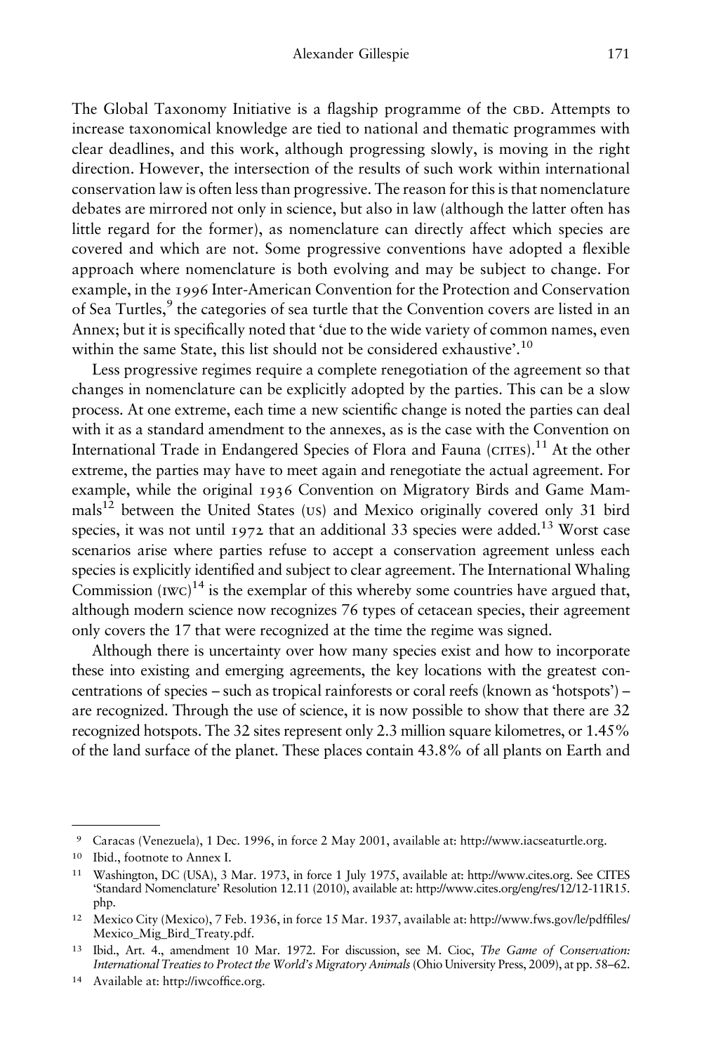The Global Taxonomy Initiative is a flagship programme of the CBD. Attempts to increase taxonomical knowledge are tied to national and thematic programmes with clear deadlines, and this work, although progressing slowly, is moving in the right direction. However, the intersection of the results of such work within international conservation law is often less than progressive. The reason for this is that nomenclature debates are mirrored not only in science, but also in law (although the latter often has little regard for the former), as nomenclature can directly affect which species are covered and which are not. Some progressive conventions have adopted a flexible approach where nomenclature is both evolving and may be subject to change. For example, in the 1996 Inter-American Convention for the Protection and Conservation of Sea Turtles,[9] the categories of sea turtle that the Convention covers are listed in an Annex; but it is specifically noted that 'due to the wide variety of common names, even within the same State, this list should not be considered exhaustive'.[10]

Less progressive regimes require a complete renegotiation of the agreement so that changes in nomenclature can be explicitly adopted by the parties. This can be a slow process. At one extreme, each time a new scientific change is noted the parties can deal with it as a standard amendment to the annexes, as is the case with the Convention on International Trade in Endangered Species of Flora and Fauna (CITES).[11] At the other extreme, the parties may have to meet again and renegotiate the actual agreement. For example, while the original 1936 Convention on Migratory Birds and Game Mammals[12] between the United States (US) and Mexico originally covered only 31 bird species, it was not until 1972 that an additional 33 species were added.[13] Worst case scenarios arise where parties refuse to accept a conservation agreement unless each species is explicitly identified and subject to clear agreement. The International Whaling Commission (IWC)[14] is the exemplar of this whereby some countries have argued that, although modern science now recognizes 76 types of cetacean species, their agreement only covers the 17 that were recognized at the time the regime was signed.

Although there is uncertainty over how many species exist and how to incorporate these into existing and emerging agreements, the key locations with the greatest concentrations of species – such as tropical rainforests or coral reefs (known as 'hotspots') – are recognized. Through the use of science, it is now possible to show that there are 32 recognized hotspots. The 32 sites represent only 2.3 million square kilometres, or 1.45% of the land surface of the planet. These places contain 43.8% of all plants on Earth and

---

[9] Caracas (Venezuela), 1 Dec. 1996, in force 2 May 2001, available at: http://www.iacseaturtle.org.

[10] Ibid., footnote to Annex I.

[11] Washington, DC (USA), 3 Mar. 1973, in force 1 July 1975, available at: http://www.cites.org. See CITES 'Standard Nomenclature' Resolution 12.11 (2010), available at: http://www.cites.org/eng/res/12/12-11R15.php.

[12] Mexico City (Mexico), 7 Feb. 1936, in force 15 Mar. 1937, available at: http://www.fws.gov/le/pdffiles/Mexico_Mig_Bird_Treaty.pdf.

[13] Ibid., Art. 4., amendment 10 Mar. 1972. For discussion, see M. Cioc, *The Game of Conservation: International Treaties to Protect the World's Migratory Animals* (Ohio University Press, 2009), at pp. 58–62.

[14] Available at: http://iwcoffice.org.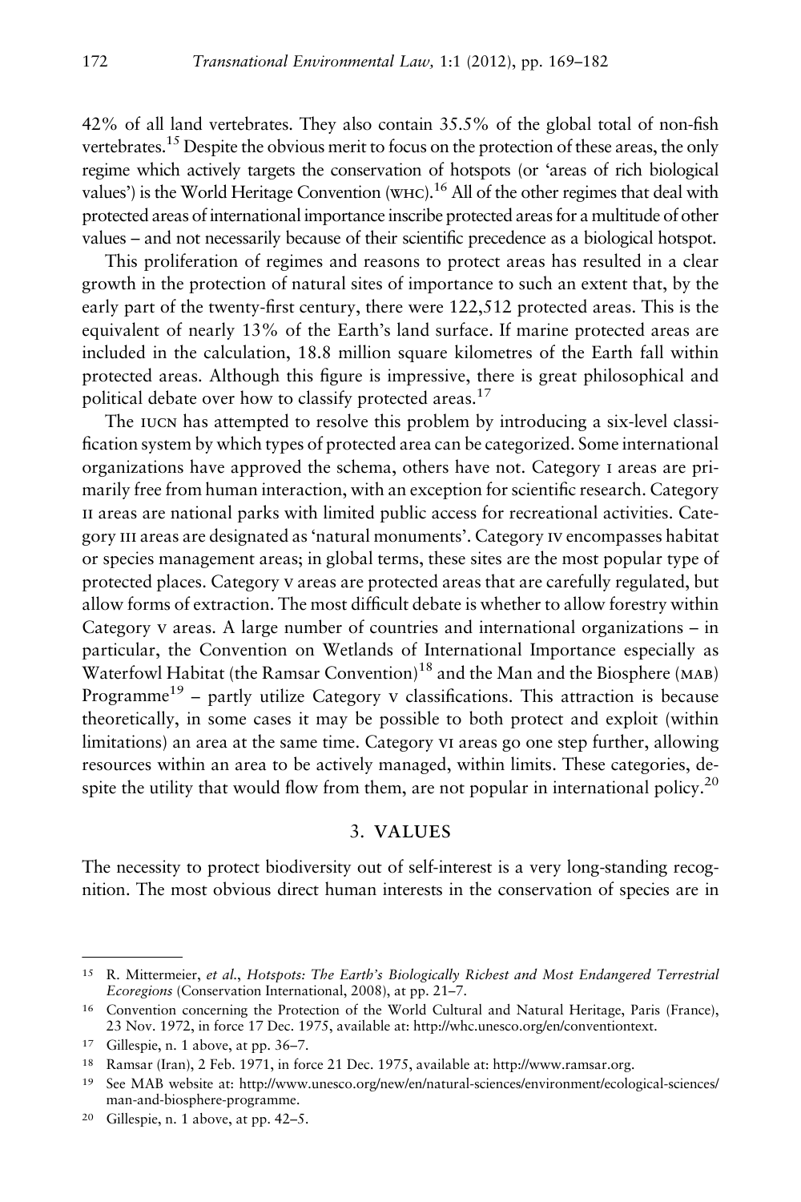42% of all land vertebrates. They also contain 35.5% of the global total of non-fish vertebrates.[15] Despite the obvious merit to focus on the protection of these areas, the only regime which actively targets the conservation of hotspots (or 'areas of rich biological values') is the World Heritage Convention (WHC).[16] All of the other regimes that deal with protected areas of international importance inscribe protected areas for a multitude of other values – and not necessarily because of their scientific precedence as a biological hotspot.

This proliferation of regimes and reasons to protect areas has resulted in a clear growth in the protection of natural sites of importance to such an extent that, by the early part of the twenty-first century, there were 122,512 protected areas. This is the equivalent of nearly 13% of the Earth's land surface. If marine protected areas are included in the calculation, 18.8 million square kilometres of the Earth fall within protected areas. Although this figure is impressive, there is great philosophical and political debate over how to classify protected areas.[17]

The IUCN has attempted to resolve this problem by introducing a six-level classification system by which types of protected area can be categorized. Some international organizations have approved the schema, others have not. Category I areas are primarily free from human interaction, with an exception for scientific research. Category II areas are national parks with limited public access for recreational activities. Category III areas are designated as 'natural monuments'. Category IV encompasses habitat or species management areas; in global terms, these sites are the most popular type of protected places. Category V areas are protected areas that are carefully regulated, but allow forms of extraction. The most difficult debate is whether to allow forestry within Category V areas. A large number of countries and international organizations – in particular, the Convention on Wetlands of International Importance especially as Waterfowl Habitat (the Ramsar Convention)[18] and the Man and the Biosphere (MAB) Programme[19] – partly utilize Category V classifications. This attraction is because theoretically, in some cases it may be possible to both protect and exploit (within limitations) an area at the same time. Category VI areas go one step further, allowing resources within an area to be actively managed, within limits. These categories, despite the utility that would flow from them, are not popular in international policy.[20]

## 3. VALUES

The necessity to protect biodiversity out of self-interest is a very long-standing recognition. The most obvious direct human interests in the conservation of species are in

---

[15] R. Mittermeier, *et al.*, *Hotspots: The Earth's Biologically Richest and Most Endangered Terrestrial Ecoregions* (Conservation International, 2008), at pp. 21–7.

[16] Convention concerning the Protection of the World Cultural and Natural Heritage, Paris (France), 23 Nov. 1972, in force 17 Dec. 1975, available at: http://whc.unesco.org/en/conventiontext.

[17] Gillespie, n. 1 above, at pp. 36–7.

[18] Ramsar (Iran), 2 Feb. 1971, in force 21 Dec. 1975, available at: http://www.ramsar.org.

[19] See MAB website at: http://www.unesco.org/new/en/natural-sciences/environment/ecological-sciences/man-and-biosphere-programme.

[20] Gillespie, n. 1 above, at pp. 42–5.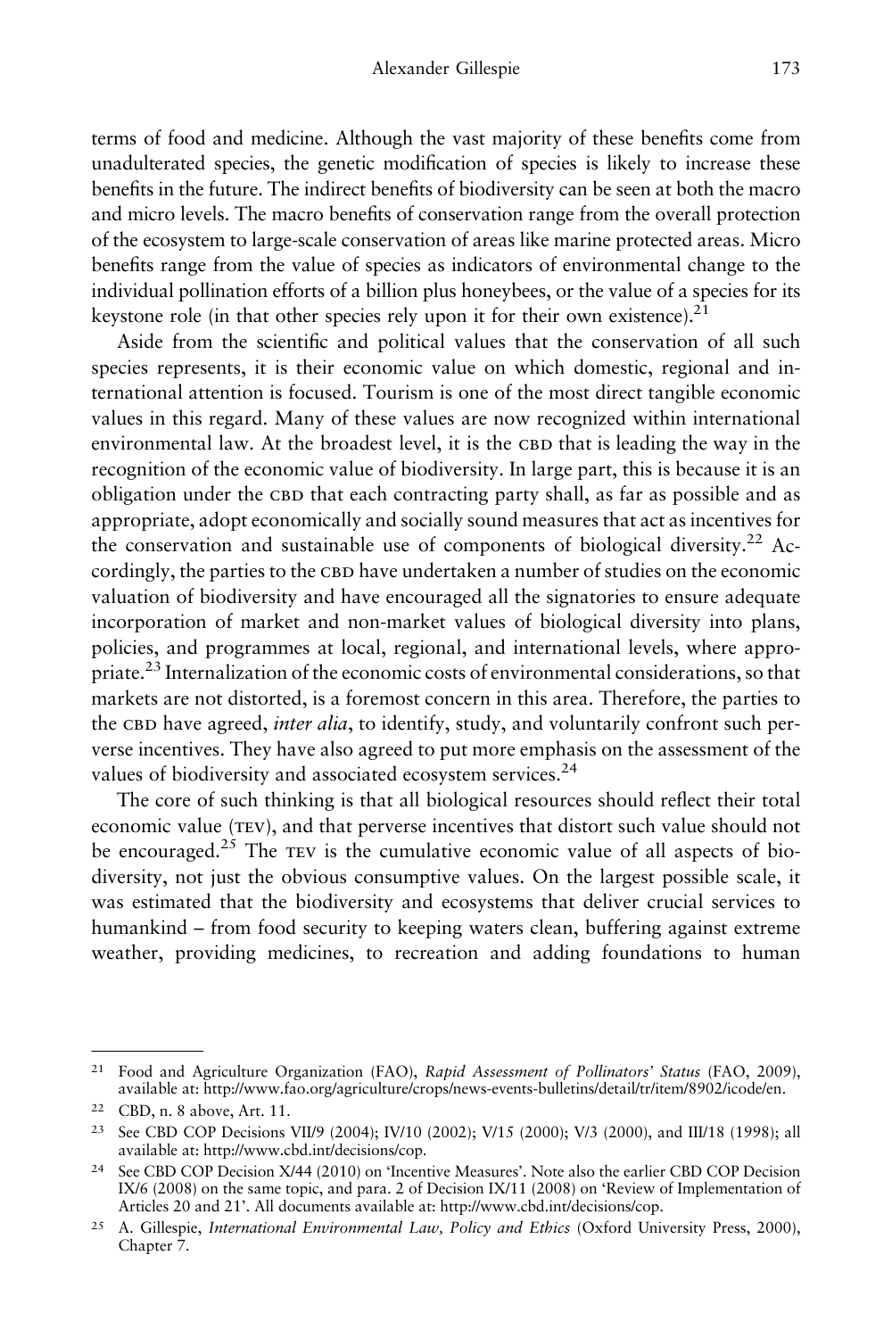terms of food and medicine. Although the vast majority of these benefits come from unadulterated species, the genetic modification of species is likely to increase these benefits in the future. The indirect benefits of biodiversity can be seen at both the macro and micro levels. The macro benefits of conservation range from the overall protection of the ecosystem to large-scale conservation of areas like marine protected areas. Micro benefits range from the value of species as indicators of environmental change to the individual pollination efforts of a billion plus honeybees, or the value of a species for its keystone role (in that other species rely upon it for their own existence).[21]

Aside from the scientific and political values that the conservation of all such species represents, it is their economic value on which domestic, regional and international attention is focused. Tourism is one of the most direct tangible economic values in this regard. Many of these values are now recognized within international environmental law. At the broadest level, it is the CBD that is leading the way in the recognition of the economic value of biodiversity. In large part, this is because it is an obligation under the CBD that each contracting party shall, as far as possible and as appropriate, adopt economically and socially sound measures that act as incentives for the conservation and sustainable use of components of biological diversity.[22] Accordingly, the parties to the CBD have undertaken a number of studies on the economic valuation of biodiversity and have encouraged all the signatories to ensure adequate incorporation of market and non-market values of biological diversity into plans, policies, and programmes at local, regional, and international levels, where appropriate.[23] Internalization of the economic costs of environmental considerations, so that markets are not distorted, is a foremost concern in this area. Therefore, the parties to the CBD have agreed, *inter alia*, to identify, study, and voluntarily confront such perverse incentives. They have also agreed to put more emphasis on the assessment of the values of biodiversity and associated ecosystem services.[24]

The core of such thinking is that all biological resources should reflect their total economic value (TEV), and that perverse incentives that distort such value should not be encouraged.[25] The TEV is the cumulative economic value of all aspects of biodiversity, not just the obvious consumptive values. On the largest possible scale, it was estimated that the biodiversity and ecosystems that deliver crucial services to humankind – from food security to keeping waters clean, buffering against extreme weather, providing medicines, to recreation and adding foundations to human

---

[21] Food and Agriculture Organization (FAO), *Rapid Assessment of Pollinators' Status* (FAO, 2009), available at: http://www.fao.org/agriculture/crops/news-events-bulletins/detail/tr/item/8902/icode/en.

[22] CBD, n. 8 above, Art. 11.

[23] See CBD COP Decisions VII/9 (2004); IV/10 (2002); V/15 (2000); V/3 (2000), and III/18 (1998); all available at: http://www.cbd.int/decisions/cop.

[24] See CBD COP Decision X/44 (2010) on 'Incentive Measures'. Note also the earlier CBD COP Decision IX/6 (2008) on the same topic, and para. 2 of Decision IX/11 (2008) on 'Review of Implementation of Articles 20 and 21'. All documents available at: http://www.cbd.int/decisions/cop.

[25] A. Gillespie, *International Environmental Law, Policy and Ethics* (Oxford University Press, 2000), Chapter 7.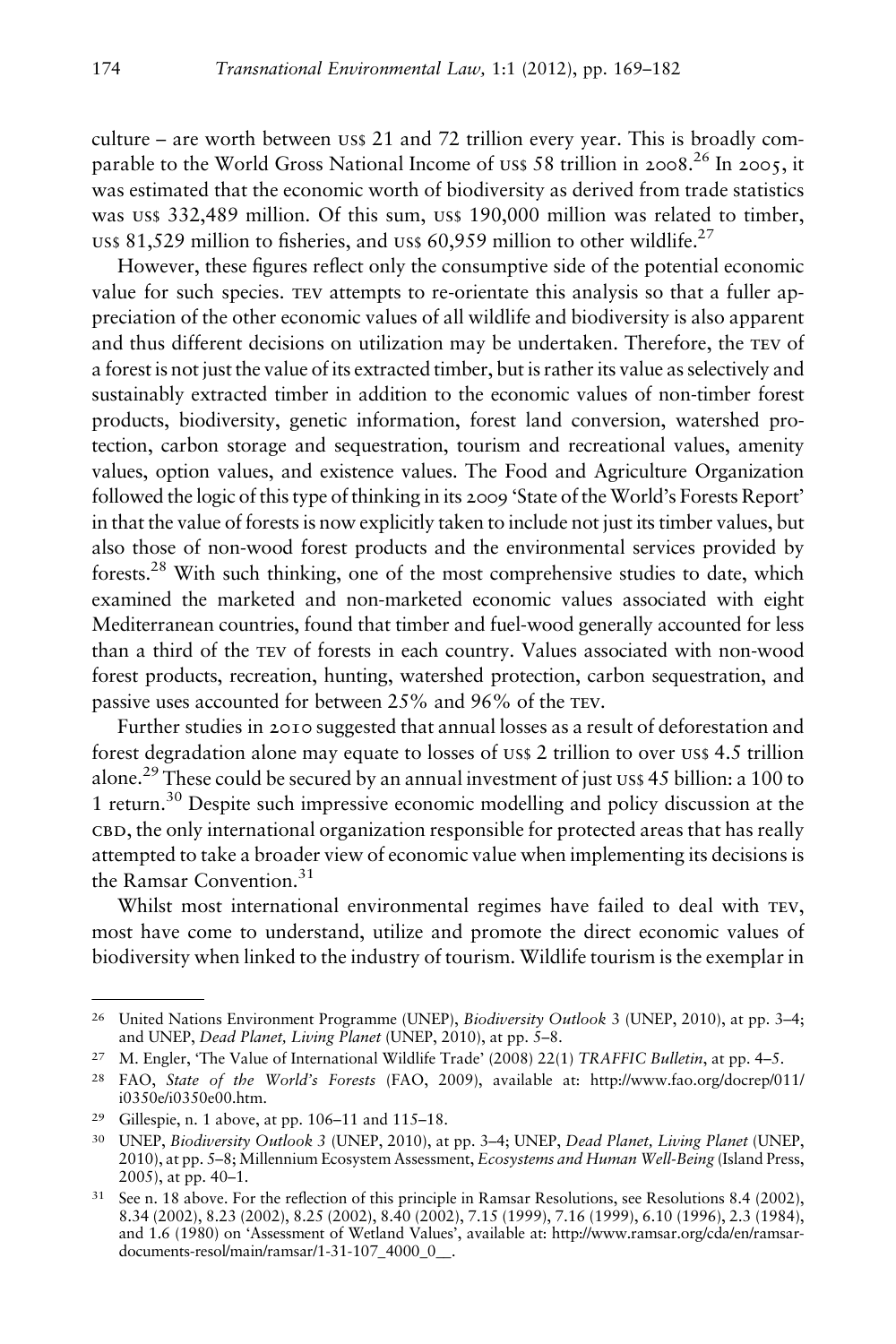culture – are worth between US$ 21 and 72 trillion every year. This is broadly comparable to the World Gross National Income of US$ 58 trillion in 2008.[26] In 2005, it was estimated that the economic worth of biodiversity as derived from trade statistics was US$ 332,489 million. Of this sum, US$ 190,000 million was related to timber, US$ 81,529 million to fisheries, and US$ 60,959 million to other wildlife.[27]

However, these figures reflect only the consumptive side of the potential economic value for such species. TEV attempts to re-orientate this analysis so that a fuller appreciation of the other economic values of all wildlife and biodiversity is also apparent and thus different decisions on utilization may be undertaken. Therefore, the TEV of a forest is not just the value of its extracted timber, but is rather its value as selectively and sustainably extracted timber in addition to the economic values of non-timber forest products, biodiversity, genetic information, forest land conversion, watershed protection, carbon storage and sequestration, tourism and recreational values, amenity values, option values, and existence values. The Food and Agriculture Organization followed the logic of this type of thinking in its 2009 'State of the World's Forests Report' in that the value of forests is now explicitly taken to include not just its timber values, but also those of non-wood forest products and the environmental services provided by forests.[28] With such thinking, one of the most comprehensive studies to date, which examined the marketed and non-marketed economic values associated with eight Mediterranean countries, found that timber and fuel-wood generally accounted for less than a third of the TEV of forests in each country. Values associated with non-wood forest products, recreation, hunting, watershed protection, carbon sequestration, and passive uses accounted for between 25% and 96% of the TEV.

Further studies in 2010 suggested that annual losses as a result of deforestation and forest degradation alone may equate to losses of US$ 2 trillion to over US$ 4.5 trillion alone.[29] These could be secured by an annual investment of just US$ 45 billion: a 100 to 1 return.[30] Despite such impressive economic modelling and policy discussion at the CBD, the only international organization responsible for protected areas that has really attempted to take a broader view of economic value when implementing its decisions is the Ramsar Convention.[31]

Whilst most international environmental regimes have failed to deal with TEV, most have come to understand, utilize and promote the direct economic values of biodiversity when linked to the industry of tourism. Wildlife tourism is the exemplar in

---

[26] United Nations Environment Programme (UNEP), *Biodiversity Outlook* 3 (UNEP, 2010), at pp. 3–4; and UNEP, *Dead Planet, Living Planet* (UNEP, 2010), at pp. 5–8.

[27] M. Engler, 'The Value of International Wildlife Trade' (2008) 22(1) *TRAFFIC Bulletin*, at pp. 4–5.

[28] FAO, *State of the World's Forests* (FAO, 2009), available at: http://www.fao.org/docrep/011/i0350e/i0350e00.htm.

[29] Gillespie, n. 1 above, at pp. 106–11 and 115–18.

[30] UNEP, *Biodiversity Outlook 3* (UNEP, 2010), at pp. 3–4; UNEP, *Dead Planet, Living Planet* (UNEP, 2010), at pp. 5–8; Millennium Ecosystem Assessment, *Ecosystems and Human Well-Being* (Island Press, 2005), at pp. 40–1.

[31] See n. 18 above. For the reflection of this principle in Ramsar Resolutions, see Resolutions 8.4 (2002), 8.34 (2002), 8.23 (2002), 8.25 (2002), 8.40 (2002), 7.15 (1999), 7.16 (1999), 6.10 (1996), 2.3 (1984), and 1.6 (1980) on 'Assessment of Wetland Values', available at: http://www.ramsar.org/cda/en/ramsar-documents-resol/main/ramsar/1-31-107_4000_0__.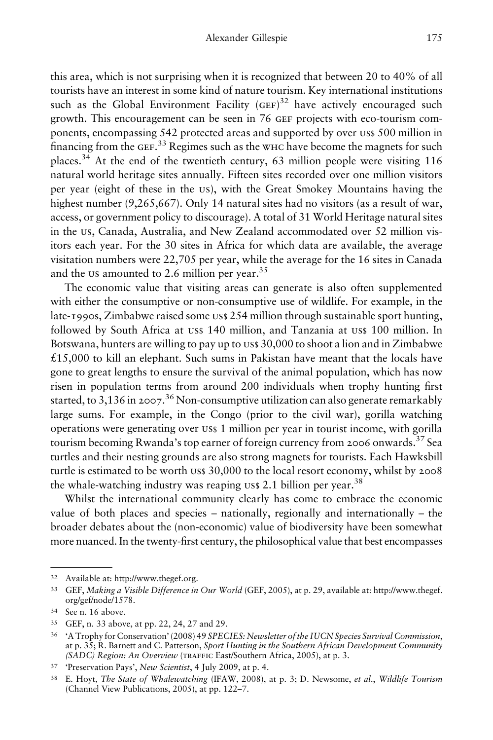this area, which is not surprising when it is recognized that between 20 to 40% of all tourists have an interest in some kind of nature tourism. Key international institutions such as the Global Environment Facility (GEF)[32] have actively encouraged such growth. This encouragement can be seen in 76 GEF projects with eco-tourism components, encompassing 542 protected areas and supported by over US$ 500 million in financing from the GEF.[33] Regimes such as the WHC have become the magnets for such places.[34] At the end of the twentieth century, 63 million people were visiting 116 natural world heritage sites annually. Fifteen sites recorded over one million visitors per year (eight of these in the US), with the Great Smokey Mountains having the highest number (9,265,667). Only 14 natural sites had no visitors (as a result of war, access, or government policy to discourage). A total of 31 World Heritage natural sites in the US, Canada, Australia, and New Zealand accommodated over 52 million visitors each year. For the 30 sites in Africa for which data are available, the average visitation numbers were 22,705 per year, while the average for the 16 sites in Canada and the US amounted to 2.6 million per year.[35]

The economic value that visiting areas can generate is also often supplemented with either the consumptive or non-consumptive use of wildlife. For example, in the late-1990s, Zimbabwe raised some US$ 254 million through sustainable sport hunting, followed by South Africa at US$ 140 million, and Tanzania at US$ 100 million. In Botswana, hunters are willing to pay up to US$ 30,000 to shoot a lion and in Zimbabwe £15,000 to kill an elephant. Such sums in Pakistan have meant that the locals have gone to great lengths to ensure the survival of the animal population, which has now risen in population terms from around 200 individuals when trophy hunting first started, to 3,136 in 2007.[36] Non-consumptive utilization can also generate remarkably large sums. For example, in the Congo (prior to the civil war), gorilla watching operations were generating over US$ 1 million per year in tourist income, with gorilla tourism becoming Rwanda's top earner of foreign currency from 2006 onwards.[37] Sea turtles and their nesting grounds are also strong magnets for tourists. Each Hawksbill turtle is estimated to be worth US$ 30,000 to the local resort economy, whilst by 2008 the whale-watching industry was reaping US$ 2.1 billion per year.[38]

Whilst the international community clearly has come to embrace the economic value of both places and species – nationally, regionally and internationally – the broader debates about the (non-economic) value of biodiversity have been somewhat more nuanced. In the twenty-first century, the philosophical value that best encompasses

---

32 Available at: http://www.thegef.org.

33 GEF, *Making a Visible Difference in Our World* (GEF, 2005), at p. 29, available at: http://www.thegef.org/gef/node/1578.

34 See n. 16 above.

35 GEF, n. 33 above, at pp. 22, 24, 27 and 29.

36 'A Trophy for Conservation' (2008) 49 *SPECIES: Newsletter of the IUCN Species Survival Commission*, at p. 35; R. Barnett and C. Patterson, *Sport Hunting in the Southern African Development Community (SADC) Region: An Overview* (TRAFFIC East/Southern Africa, 2005), at p. 3.

37 'Preservation Pays', *New Scientist*, 4 July 2009, at p. 4.

38 E. Hoyt, *The State of Whalewatching* (IFAW, 2008), at p. 3; D. Newsome, *et al.*, *Wildlife Tourism* (Channel View Publications, 2005), at pp. 122–7.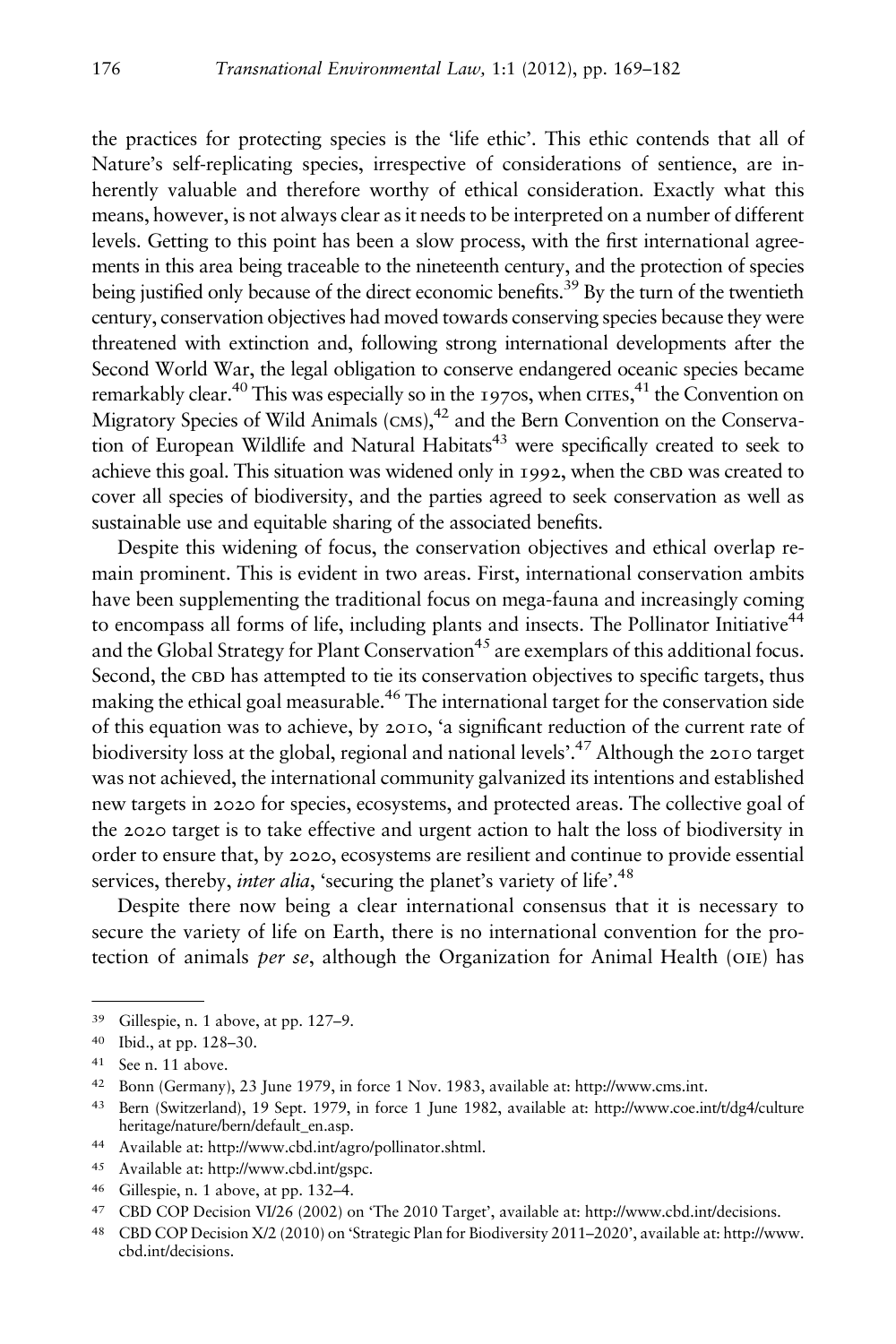the practices for protecting species is the 'life ethic'. This ethic contends that all of Nature's self-replicating species, irrespective of considerations of sentience, are inherently valuable and therefore worthy of ethical consideration. Exactly what this means, however, is not always clear as it needs to be interpreted on a number of different levels. Getting to this point has been a slow process, with the first international agreements in this area being traceable to the nineteenth century, and the protection of species being justified only because of the direct economic benefits.[39] By the turn of the twentieth century, conservation objectives had moved towards conserving species because they were threatened with extinction and, following strong international developments after the Second World War, the legal obligation to conserve endangered oceanic species became remarkably clear.[40] This was especially so in the 1970s, when CITES,[41] the Convention on Migratory Species of Wild Animals (CMS),[42] and the Bern Convention on the Conservation of European Wildlife and Natural Habitats[43] were specifically created to seek to achieve this goal. This situation was widened only in 1992, when the CBD was created to cover all species of biodiversity, and the parties agreed to seek conservation as well as sustainable use and equitable sharing of the associated benefits.

Despite this widening of focus, the conservation objectives and ethical overlap remain prominent. This is evident in two areas. First, international conservation ambits have been supplementing the traditional focus on mega-fauna and increasingly coming to encompass all forms of life, including plants and insects. The Pollinator Initiative[44] and the Global Strategy for Plant Conservation[45] are exemplars of this additional focus. Second, the CBD has attempted to tie its conservation objectives to specific targets, thus making the ethical goal measurable.[46] The international target for the conservation side of this equation was to achieve, by 2010, 'a significant reduction of the current rate of biodiversity loss at the global, regional and national levels'.[47] Although the 2010 target was not achieved, the international community galvanized its intentions and established new targets in 2020 for species, ecosystems, and protected areas. The collective goal of the 2020 target is to take effective and urgent action to halt the loss of biodiversity in order to ensure that, by 2020, ecosystems are resilient and continue to provide essential services, thereby, *inter alia*, 'securing the planet's variety of life'.[48]

Despite there now being a clear international consensus that it is necessary to secure the variety of life on Earth, there is no international convention for the protection of animals *per se*, although the Organization for Animal Health (OIE) has

---

[39] Gillespie, n. 1 above, at pp. 127–9.

[40] Ibid., at pp. 128–30.

[41] See n. 11 above.

[42] Bonn (Germany), 23 June 1979, in force 1 Nov. 1983, available at: http://www.cms.int.

[43] Bern (Switzerland), 19 Sept. 1979, in force 1 June 1982, available at: http://www.coe.int/t/dg4/cultureheritage/nature/bern/default_en.asp.

[44] Available at: http://www.cbd.int/agro/pollinator.shtml.

[45] Available at: http://www.cbd.int/gspc.

[46] Gillespie, n. 1 above, at pp. 132–4.

[47] CBD COP Decision VI/26 (2002) on 'The 2010 Target', available at: http://www.cbd.int/decisions.

[48] CBD COP Decision X/2 (2010) on 'Strategic Plan for Biodiversity 2011–2020', available at: http://www.cbd.int/decisions.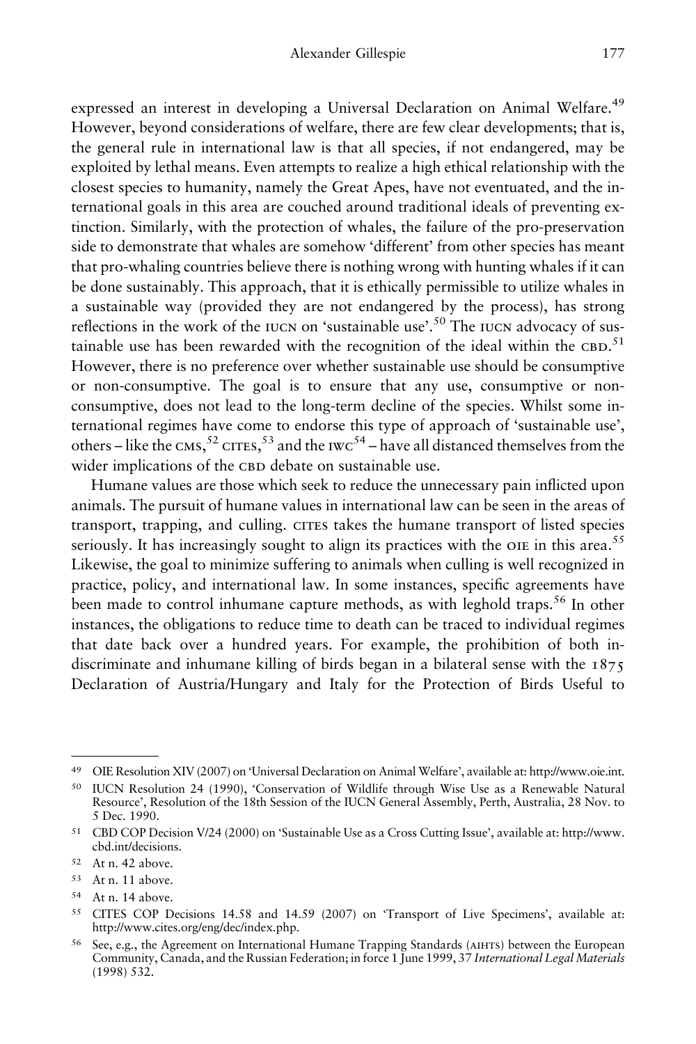expressed an interest in developing a Universal Declaration on Animal Welfare.[49] However, beyond considerations of welfare, there are few clear developments; that is, the general rule in international law is that all species, if not endangered, may be exploited by lethal means. Even attempts to realize a high ethical relationship with the closest species to humanity, namely the Great Apes, have not eventuated, and the international goals in this area are couched around traditional ideals of preventing extinction. Similarly, with the protection of whales, the failure of the pro-preservation side to demonstrate that whales are somehow 'different' from other species has meant that pro-whaling countries believe there is nothing wrong with hunting whales if it can be done sustainably. This approach, that it is ethically permissible to utilize whales in a sustainable way (provided they are not endangered by the process), has strong reflections in the work of the IUCN on 'sustainable use'.[50] The IUCN advocacy of sustainable use has been rewarded with the recognition of the ideal within the CBD.[51] However, there is no preference over whether sustainable use should be consumptive or non-consumptive. The goal is to ensure that any use, consumptive or non-consumptive, does not lead to the long-term decline of the species. Whilst some international regimes have come to endorse this type of approach of 'sustainable use', others – like the CMS,[52] CITES,[53] and the IWC[54] – have all distanced themselves from the wider implications of the CBD debate on sustainable use.

Humane values are those which seek to reduce the unnecessary pain inflicted upon animals. The pursuit of humane values in international law can be seen in the areas of transport, trapping, and culling. CITES takes the humane transport of listed species seriously. It has increasingly sought to align its practices with the OIE in this area.[55] Likewise, the goal to minimize suffering to animals when culling is well recognized in practice, policy, and international law. In some instances, specific agreements have been made to control inhumane capture methods, as with leghold traps.[56] In other instances, the obligations to reduce time to death can be traced to individual regimes that date back over a hundred years. For example, the prohibition of both indiscriminate and inhumane killing of birds began in a bilateral sense with the 1875 Declaration of Austria/Hungary and Italy for the Protection of Birds Useful to

---

[49] OIE Resolution XIV (2007) on 'Universal Declaration on Animal Welfare', available at: http://www.oie.int.

[50] IUCN Resolution 24 (1990), 'Conservation of Wildlife through Wise Use as a Renewable Natural Resource', Resolution of the 18th Session of the IUCN General Assembly, Perth, Australia, 28 Nov. to 5 Dec. 1990.

[51] CBD COP Decision V/24 (2000) on 'Sustainable Use as a Cross Cutting Issue', available at: http://www.cbd.int/decisions.

[52] At n. 42 above.

[53] At n. 11 above.

[54] At n. 14 above.

[55] CITES COP Decisions 14.58 and 14.59 (2007) on 'Transport of Live Specimens', available at: http://www.cites.org/eng/dec/index.php.

[56] See, e.g., the Agreement on International Humane Trapping Standards (AIHTS) between the European Community, Canada, and the Russian Federation; in force 1 June 1999, 37 *International Legal Materials* (1998) 532.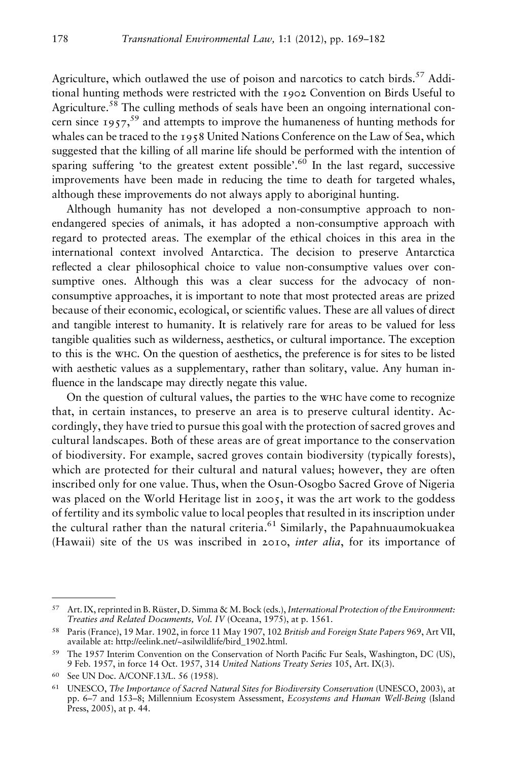Agriculture, which outlawed the use of poison and narcotics to catch birds.[57] Additional hunting methods were restricted with the 1902 Convention on Birds Useful to Agriculture.[58] The culling methods of seals have been an ongoing international concern since 1957,[59] and attempts to improve the humaneness of hunting methods for whales can be traced to the 1958 United Nations Conference on the Law of Sea, which suggested that the killing of all marine life should be performed with the intention of sparing suffering 'to the greatest extent possible'.[60] In the last regard, successive improvements have been made in reducing the time to death for targeted whales, although these improvements do not always apply to aboriginal hunting.

Although humanity has not developed a non-consumptive approach to non-endangered species of animals, it has adopted a non-consumptive approach with regard to protected areas. The exemplar of the ethical choices in this area in the international context involved Antarctica. The decision to preserve Antarctica reflected a clear philosophical choice to value non-consumptive values over consumptive ones. Although this was a clear success for the advocacy of non-consumptive approaches, it is important to note that most protected areas are prized because of their economic, ecological, or scientific values. These are all values of direct and tangible interest to humanity. It is relatively rare for areas to be valued for less tangible qualities such as wilderness, aesthetics, or cultural importance. The exception to this is the WHC. On the question of aesthetics, the preference is for sites to be listed with aesthetic values as a supplementary, rather than solitary, value. Any human influence in the landscape may directly negate this value.

On the question of cultural values, the parties to the WHC have come to recognize that, in certain instances, to preserve an area is to preserve cultural identity. Accordingly, they have tried to pursue this goal with the protection of sacred groves and cultural landscapes. Both of these areas are of great importance to the conservation of biodiversity. For example, sacred groves contain biodiversity (typically forests), which are protected for their cultural and natural values; however, they are often inscribed only for one value. Thus, when the Osun-Osogbo Sacred Grove of Nigeria was placed on the World Heritage list in 2005, it was the art work to the goddess of fertility and its symbolic value to local peoples that resulted in its inscription under the cultural rather than the natural criteria.[61] Similarly, the Papahnuaumokuakea (Hawaii) site of the US was inscribed in 2010, *inter alia*, for its importance of

---

[57] Art. IX, reprinted in B. Rüster, D. Simma & M. Bock (eds.), *International Protection of the Environment: Treaties and Related Documents, Vol. IV* (Oceana, 1975), at p. 1561.

[58] Paris (France), 19 Mar. 1902, in force 11 May 1907, 102 *British and Foreign State Papers* 969, Art VII, available at: http://eelink.net/~asilwildlife/bird_1902.html.

[59] The 1957 Interim Convention on the Conservation of North Pacific Fur Seals, Washington, DC (US), 9 Feb. 1957, in force 14 Oct. 1957, 314 *United Nations Treaty Series* 105, Art. IX(3).

[60] See UN Doc. A/CONF.13/L. 56 (1958).

[61] UNESCO, *The Importance of Sacred Natural Sites for Biodiversity Conservation* (UNESCO, 2003), at pp. 6–7 and 153–8; Millennium Ecosystem Assessment, *Ecosystems and Human Well-Being* (Island Press, 2005), at p. 44.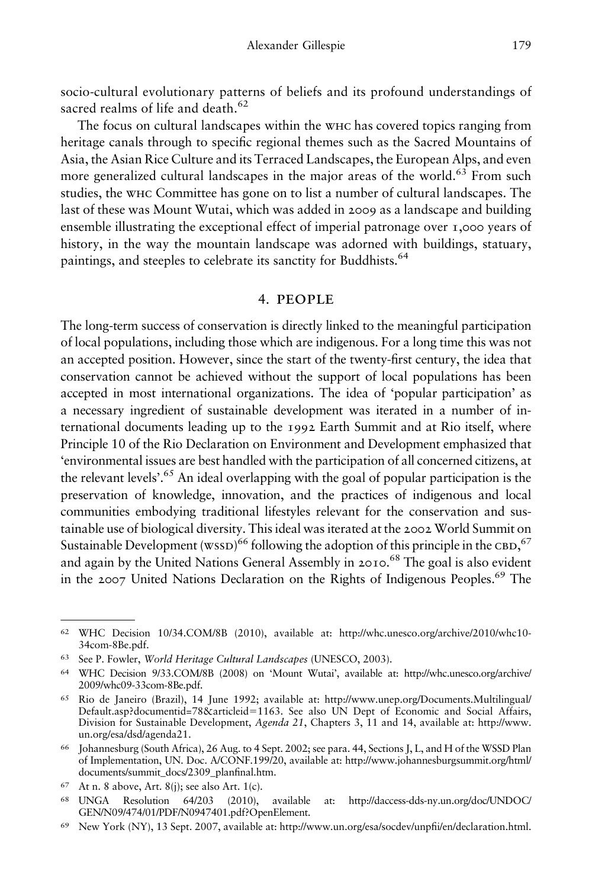socio-cultural evolutionary patterns of beliefs and its profound understandings of sacred realms of life and death.[62]

The focus on cultural landscapes within the WHC has covered topics ranging from heritage canals through to specific regional themes such as the Sacred Mountains of Asia, the Asian Rice Culture and its Terraced Landscapes, the European Alps, and even more generalized cultural landscapes in the major areas of the world.[63] From such studies, the WHC Committee has gone on to list a number of cultural landscapes. The last of these was Mount Wutai, which was added in 2009 as a landscape and building ensemble illustrating the exceptional effect of imperial patronage over 1,000 years of history, in the way the mountain landscape was adorned with buildings, statuary, paintings, and steeples to celebrate its sanctity for Buddhists.[64]

## 4. PEOPLE

The long-term success of conservation is directly linked to the meaningful participation of local populations, including those which are indigenous. For a long time this was not an accepted position. However, since the start of the twenty-first century, the idea that conservation cannot be achieved without the support of local populations has been accepted in most international organizations. The idea of 'popular participation' as a necessary ingredient of sustainable development was iterated in a number of international documents leading up to the 1992 Earth Summit and at Rio itself, where Principle 10 of the Rio Declaration on Environment and Development emphasized that 'environmental issues are best handled with the participation of all concerned citizens, at the relevant levels'.[65] An ideal overlapping with the goal of popular participation is the preservation of knowledge, innovation, and the practices of indigenous and local communities embodying traditional lifestyles relevant for the conservation and sustainable use of biological diversity. This ideal was iterated at the 2002 World Summit on Sustainable Development (WSSD)[66] following the adoption of this principle in the CBD,[67] and again by the United Nations General Assembly in 2010.[68] The goal is also evident in the 2007 United Nations Declaration on the Rights of Indigenous Peoples.[69] The

---

62 WHC Decision 10/34.COM/8B (2010), available at: http://whc.unesco.org/archive/2010/whc10-34com-8Be.pdf.

63 See P. Fowler, *World Heritage Cultural Landscapes* (UNESCO, 2003).

64 WHC Decision 9/33.COM/8B (2008) on 'Mount Wutai', available at: http://whc.unesco.org/archive/2009/whc09-33com-8Be.pdf.

65 Rio de Janeiro (Brazil), 14 June 1992; available at: http://www.unep.org/Documents.Multilingual/Default.asp?documentid=78&articleid=1163. See also UN Dept of Economic and Social Affairs, Division for Sustainable Development, *Agenda 21*, Chapters 3, 11 and 14, available at: http://www.un.org/esa/dsd/agenda21.

66 Johannesburg (South Africa), 26 Aug. to 4 Sept. 2002; see para. 44, Sections J, L, and H of the WSSD Plan of Implementation, UN. Doc. A/CONF.199/20, available at: http://www.johannesburgsummit.org/html/documents/summit_docs/2309_planfinal.htm.

67 At n. 8 above, Art. 8(j); see also Art. 1(c).

68 UNGA Resolution 64/203 (2010), available at: http://daccess-dds-ny.un.org/doc/UNDOC/GEN/N09/474/01/PDF/N0947401.pdf?OpenElement.

69 New York (NY), 13 Sept. 2007, available at: http://www.un.org/esa/socdev/unpfii/en/declaration.html.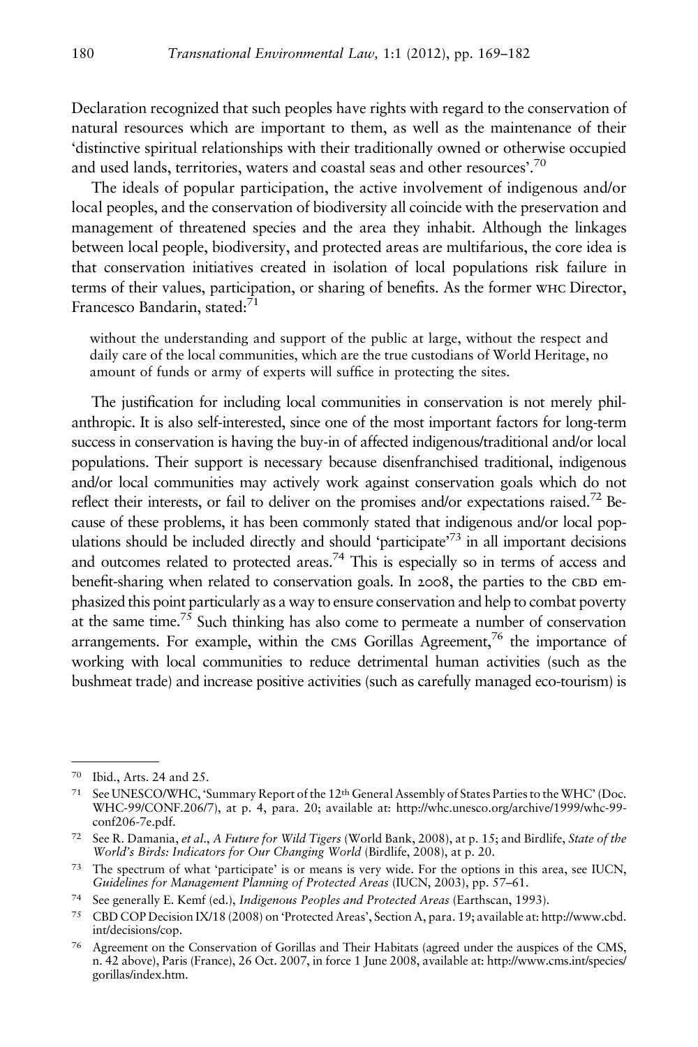Declaration recognized that such peoples have rights with regard to the conservation of natural resources which are important to them, as well as the maintenance of their 'distinctive spiritual relationships with their traditionally owned or otherwise occupied and used lands, territories, waters and coastal seas and other resources'.[70]

The ideals of popular participation, the active involvement of indigenous and/or local peoples, and the conservation of biodiversity all coincide with the preservation and management of threatened species and the area they inhabit. Although the linkages between local people, biodiversity, and protected areas are multifarious, the core idea is that conservation initiatives created in isolation of local populations risk failure in terms of their values, participation, or sharing of benefits. As the former WHC Director, Francesco Bandarin, stated:[71]

> without the understanding and support of the public at large, without the respect and daily care of the local communities, which are the true custodians of World Heritage, no amount of funds or army of experts will suffice in protecting the sites.

The justification for including local communities in conservation is not merely philanthropic. It is also self-interested, since one of the most important factors for long-term success in conservation is having the buy-in of affected indigenous/traditional and/or local populations. Their support is necessary because disenfranchised traditional, indigenous and/or local communities may actively work against conservation goals which do not reflect their interests, or fail to deliver on the promises and/or expectations raised.[72] Because of these problems, it has been commonly stated that indigenous and/or local populations should be included directly and should 'participate'[73] in all important decisions and outcomes related to protected areas.[74] This is especially so in terms of access and benefit-sharing when related to conservation goals. In 2008, the parties to the CBD emphasized this point particularly as a way to ensure conservation and help to combat poverty at the same time.[75] Such thinking has also come to permeate a number of conservation arrangements. For example, within the CMS Gorillas Agreement,[76] the importance of working with local communities to reduce detrimental human activities (such as the bushmeat trade) and increase positive activities (such as carefully managed eco-tourism) is

---

[70] Ibid., Arts. 24 and 25.

[71] See UNESCO/WHC, 'Summary Report of the 12th General Assembly of States Parties to the WHC' (Doc. WHC-99/CONF.206/7), at p. 4, para. 20; available at: http://whc.unesco.org/archive/1999/whc-99-conf206-7e.pdf.

[72] See R. Damania, *et al.*, *A Future for Wild Tigers* (World Bank, 2008), at p. 15; and Birdlife, *State of the World's Birds: Indicators for Our Changing World* (Birdlife, 2008), at p. 20.

[73] The spectrum of what 'participate' is or means is very wide. For the options in this area, see IUCN, *Guidelines for Management Planning of Protected Areas* (IUCN, 2003), pp. 57–61.

[74] See generally E. Kemf (ed.), *Indigenous Peoples and Protected Areas* (Earthscan, 1993).

[75] CBD COP Decision IX/18 (2008) on 'Protected Areas', Section A, para. 19; available at: http://www.cbd.int/decisions/cop.

[76] Agreement on the Conservation of Gorillas and Their Habitats (agreed under the auspices of the CMS, n. 42 above), Paris (France), 26 Oct. 2007, in force 1 June 2008, available at: http://www.cms.int/species/gorillas/index.htm.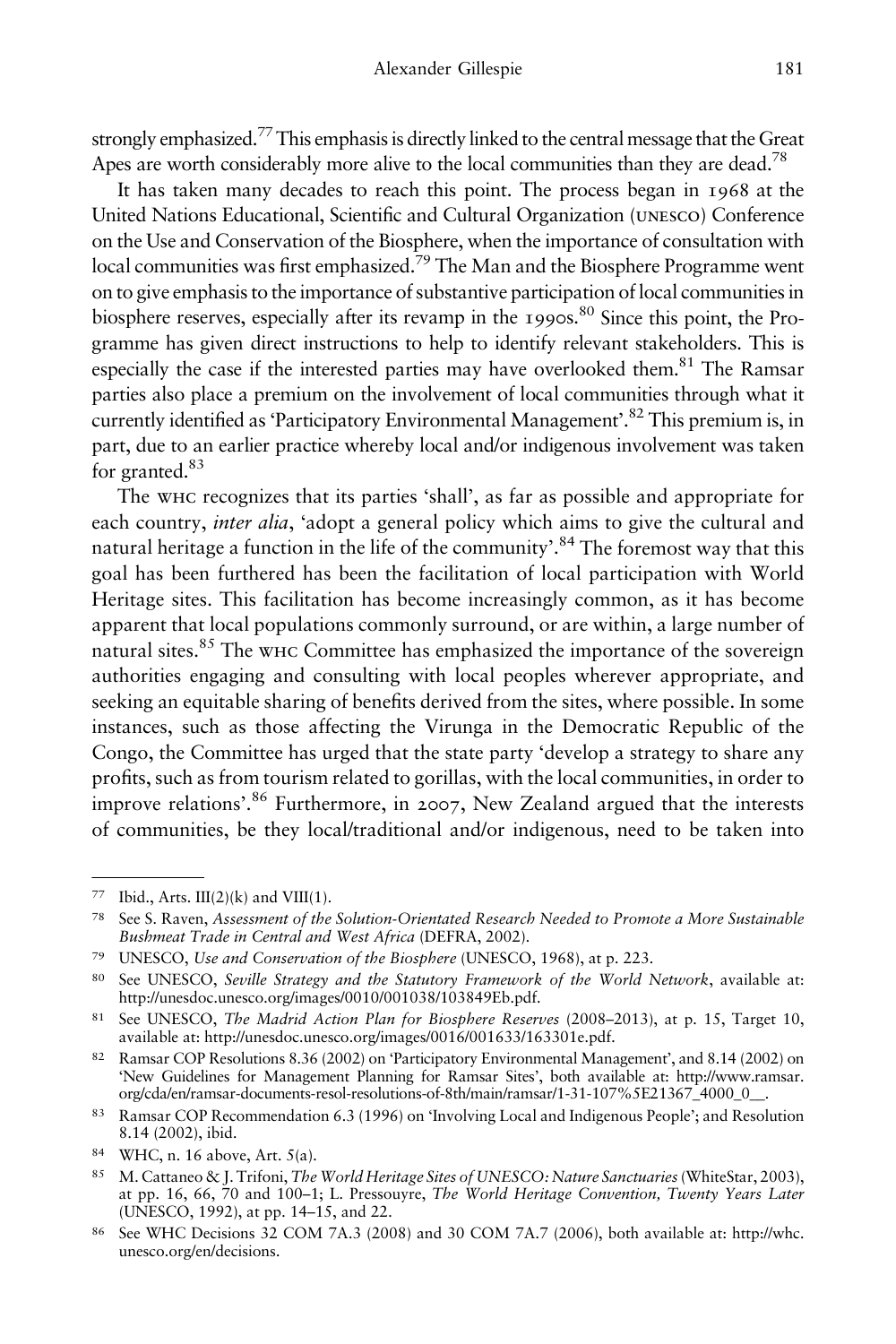strongly emphasized.[77] This emphasis is directly linked to the central message that the Great Apes are worth considerably more alive to the local communities than they are dead.[78]

It has taken many decades to reach this point. The process began in 1968 at the United Nations Educational, Scientific and Cultural Organization (UNESCO) Conference on the Use and Conservation of the Biosphere, when the importance of consultation with local communities was first emphasized.[79] The Man and the Biosphere Programme went on to give emphasis to the importance of substantive participation of local communities in biosphere reserves, especially after its revamp in the 1990s.[80] Since this point, the Programme has given direct instructions to help to identify relevant stakeholders. This is especially the case if the interested parties may have overlooked them.[81] The Ramsar parties also place a premium on the involvement of local communities through what it currently identified as 'Participatory Environmental Management'.[82] This premium is, in part, due to an earlier practice whereby local and/or indigenous involvement was taken for granted.[83]

The WHC recognizes that its parties 'shall', as far as possible and appropriate for each country, *inter alia*, 'adopt a general policy which aims to give the cultural and natural heritage a function in the life of the community'.[84] The foremost way that this goal has been furthered has been the facilitation of local participation with World Heritage sites. This facilitation has become increasingly common, as it has become apparent that local populations commonly surround, or are within, a large number of natural sites.[85] The WHC Committee has emphasized the importance of the sovereign authorities engaging and consulting with local peoples wherever appropriate, and seeking an equitable sharing of benefits derived from the sites, where possible. In some instances, such as those affecting the Virunga in the Democratic Republic of the Congo, the Committee has urged that the state party 'develop a strategy to share any profits, such as from tourism related to gorillas, with the local communities, in order to improve relations'.[86] Furthermore, in 2007, New Zealand argued that the interests of communities, be they local/traditional and/or indigenous, need to be taken into

---

77 Ibid., Arts. III(2)(k) and VIII(1).

78 See S. Raven, *Assessment of the Solution-Orientated Research Needed to Promote a More Sustainable Bushmeat Trade in Central and West Africa* (DEFRA, 2002).

79 UNESCO, *Use and Conservation of the Biosphere* (UNESCO, 1968), at p. 223.

80 See UNESCO, *Seville Strategy and the Statutory Framework of the World Network*, available at: http://unesdoc.unesco.org/images/0010/001038/103849Eb.pdf.

81 See UNESCO, *The Madrid Action Plan for Biosphere Reserves* (2008–2013), at p. 15, Target 10, available at: http://unesdoc.unesco.org/images/0016/001633/163301e.pdf.

82 Ramsar COP Resolutions 8.36 (2002) on 'Participatory Environmental Management', and 8.14 (2002) on 'New Guidelines for Management Planning for Ramsar Sites', both available at: http://www.ramsar.org/cda/en/ramsar-documents-resol-resolutions-of-8th/main/ramsar/1-31-107%5E21367_4000_0__.

83 Ramsar COP Recommendation 6.3 (1996) on 'Involving Local and Indigenous People'; and Resolution 8.14 (2002), ibid.

84 WHC, n. 16 above, Art. 5(a).

85 M. Cattaneo & J. Trifoni, *The World Heritage Sites of UNESCO: Nature Sanctuaries* (WhiteStar, 2003), at pp. 16, 66, 70 and 100–1; L. Pressouyre, *The World Heritage Convention, Twenty Years Later* (UNESCO, 1992), at pp. 14–15, and 22.

86 See WHC Decisions 32 COM 7A.3 (2008) and 30 COM 7A.7 (2006), both available at: http://whc.unesco.org/en/decisions.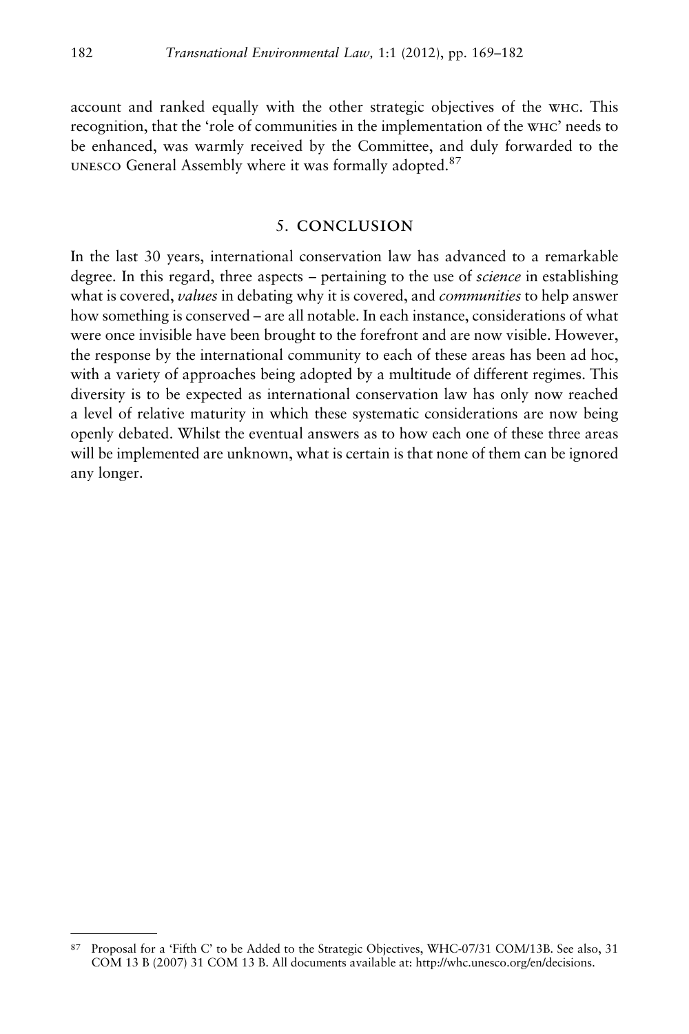account and ranked equally with the other strategic objectives of the WHC. This recognition, that the 'role of communities in the implementation of the WHC' needs to be enhanced, was warmly received by the Committee, and duly forwarded to the UNESCO General Assembly where it was formally adopted.[87]

## 5. CONCLUSION

In the last 30 years, international conservation law has advanced to a remarkable degree. In this regard, three aspects – pertaining to the use of *science* in establishing what is covered, *values* in debating why it is covered, and *communities* to help answer how something is conserved – are all notable. In each instance, considerations of what were once invisible have been brought to the forefront and are now visible. However, the response by the international community to each of these areas has been ad hoc, with a variety of approaches being adopted by a multitude of different regimes. This diversity is to be expected as international conservation law has only now reached a level of relative maturity in which these systematic considerations are now being openly debated. Whilst the eventual answers as to how each one of these three areas will be implemented are unknown, what is certain is that none of them can be ignored any longer.

---

[87] Proposal for a 'Fifth C' to be Added to the Strategic Objectives, WHC-07/31 COM/13B. See also, 31 COM 13 B (2007) 31 COM 13 B. All documents available at: http://whc.unesco.org/en/decisions.